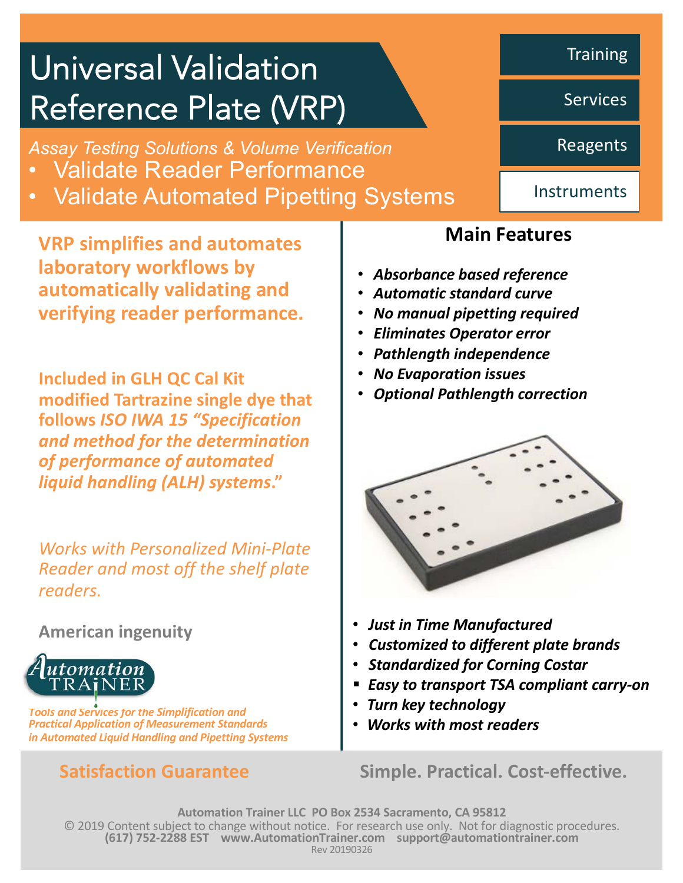# Universal Validation Reference Plate (VRP)

Training

Services

Reagents

Instruments

*Assay Testing Solutions & Volume Verification*

- Validate Reader Performance
- Validate Automated Pipetting Systems

**VRP simplifies and automates laboratory workflows by automatically validating and verifying reader performance.**

**Included in GLH QC Cal Kit modified Tartrazine single dye that follows *ISO IWA 15 "Specification and method for the determination of performance of automated liquid handling (ALH) systems.*"**

*Works with Personalized Mini-Plate Reader and most off the shelf plate readers.*

**American ingenuity**

Automation TRAINER

***Tools and Services for the Simplification and Practical Application of Measurement Standards in Automated Liquid Handling and Pipetting Systems***

## Main Features

- ***Absorbance based reference***
- ***Automatic standard curve***
- ***No manual pipetting required***
- ***Eliminates Operator error***
- ***Pathlength independence***
- ***No Evaporation issues***
- ***Optional Pathlength correction***

- ***Just in Time Manufactured***
- ***Customized to different plate brands***
- ***Standardized for Corning Costar***
- ***Easy to transport TSA compliant carry-on***
- ***Turn key technology***
- ***Works with most readers***

**Satisfaction Guarantee**

**Simple. Practical. Cost-effective.**

**Automation Trainer LLC PO Box 2534 Sacramento, CA 95812**
© 2019 Content subject to change without notice. For research use only. Not for diagnostic procedures.
**(617) 752-2288 EST www.AutomationTrainer.com support@automationtrainer.com**
Rev 20190326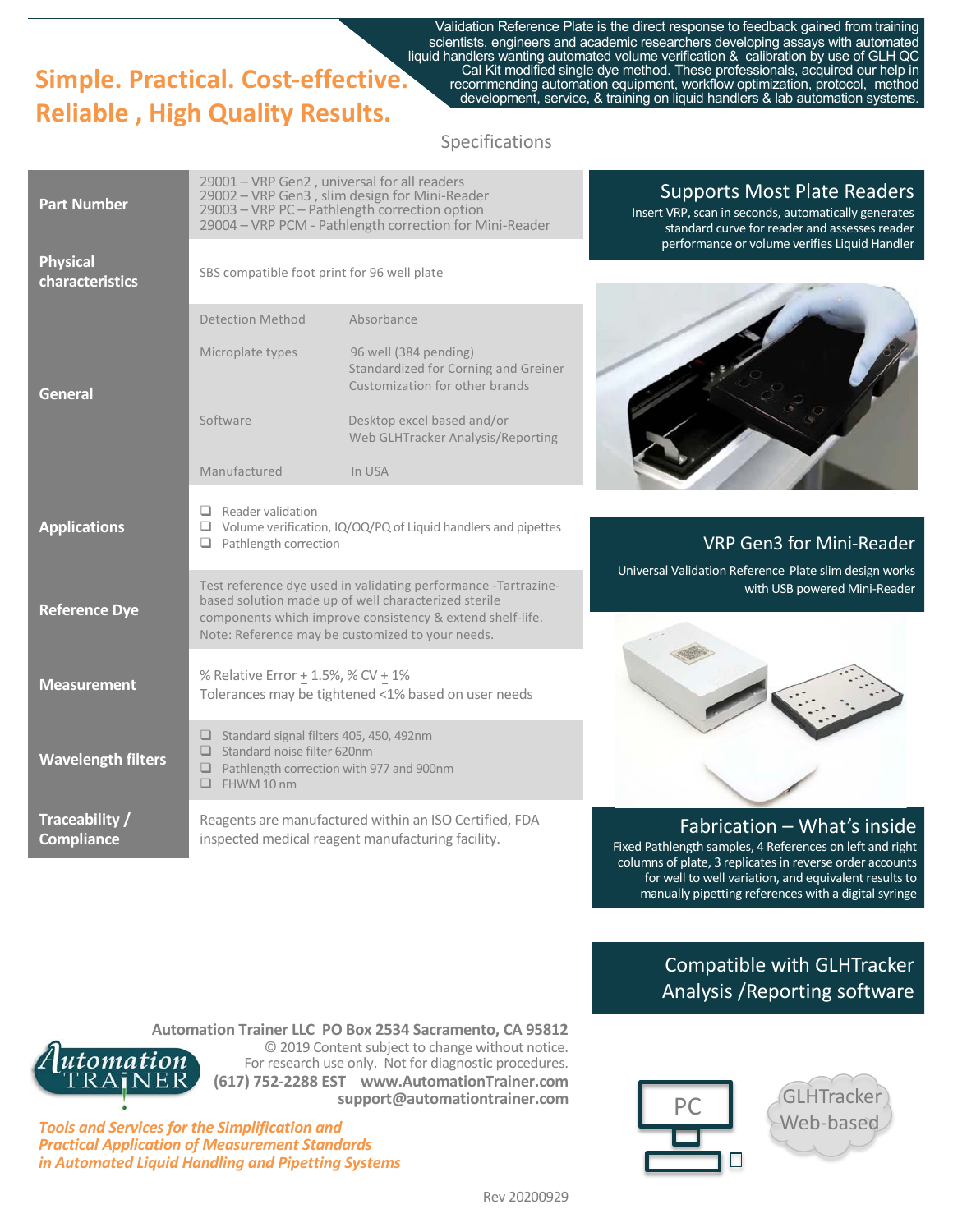## Simple. Practical. Cost-effective.
## Reliable , High Quality Results.

Validation Reference Plate is the direct response to feedback gained from training scientists, engineers and academic researchers developing assays with automated liquid handlers wanting automated volume verification & calibration by use of GLH QC Cal Kit modified single dye method. These professionals, acquired our help in recommending automation equipment, workflow optimization, protocol, method development, service, & training on liquid handlers & lab automation systems.

### Specifications

| | | |
|---|---|---|
| **Part Number** | 29001 – VRP Gen2 , universal for all readers<br>29002 – VRP Gen3 , slim design for Mini-Reader<br>29003 – VRP PC – Pathlength correction option<br>29004 – VRP PCM - Pathlength correction for Mini-Reader | |
| **Physical characteristics** | SBS compatible foot print for 96 well plate | |
| **General** | Detection Method | Absorbance |
| | Microplate types | 96 well (384 pending)<br>Standardized for Corning and Greiner<br>Customization for other brands |
| | Software | Desktop excel based and/or<br>Web GLHTracker Analysis/Reporting |
| | Manufactured | In USA |
| **Applications** | ❑ Reader validation<br>❑ Volume verification, IQ/OQ/PQ of Liquid handlers and pipettes<br>❑ Pathlength correction | |
| **Reference Dye** | Test reference dye used in validating performance -Tartrazine-based solution made up of well characterized sterile components which improve consistency & extend shelf-life.<br>Note: Reference may be customized to your needs. | |
| **Measurement** | % Relative Error ± 1.5%, % CV ± 1%<br>Tolerances may be tightened <1% based on user needs | |
| **Wavelength filters** | ❑ Standard signal filters 405, 450, 492nm<br>❑ Standard noise filter 620nm<br>❑ Pathlength correction with 977 and 900nm<br>❑ FHWM 10 nm | |
| **Traceability / Compliance** | Reagents are manufactured within an ISO Certified, FDA inspected medical reagent manufacturing facility. | |

### Supports Most Plate Readers

Insert VRP, scan in seconds, automatically generates standard curve for reader and assesses reader performance or volume verifies Liquid Handler

### VRP Gen3 for Mini-Reader

Universal Validation Reference Plate slim design works with USB powered Mini-Reader

### Fabrication – What's inside

Fixed Pathlength samples, 4 References on left and right columns of plate, 3 replicates in reverse order accounts for well to well variation, and equivalent results to manually pipetting references with a digital syringe

### Compatible with GLHTracker Analysis /Reporting software

PC

GLHTracker Web-based

**Automation Trainer LLC PO Box 2534 Sacramento, CA 95812**
© 2019 Content subject to change without notice.
For research use only. Not for diagnostic procedures.
**(617) 752-2288 EST www.AutomationTrainer.com**
**support@automationtrainer.com**

Automation TRAINER

*Tools and Services for the Simplification and Practical Application of Measurement Standards in Automated Liquid Handling and Pipetting Systems*

Rev 20200929